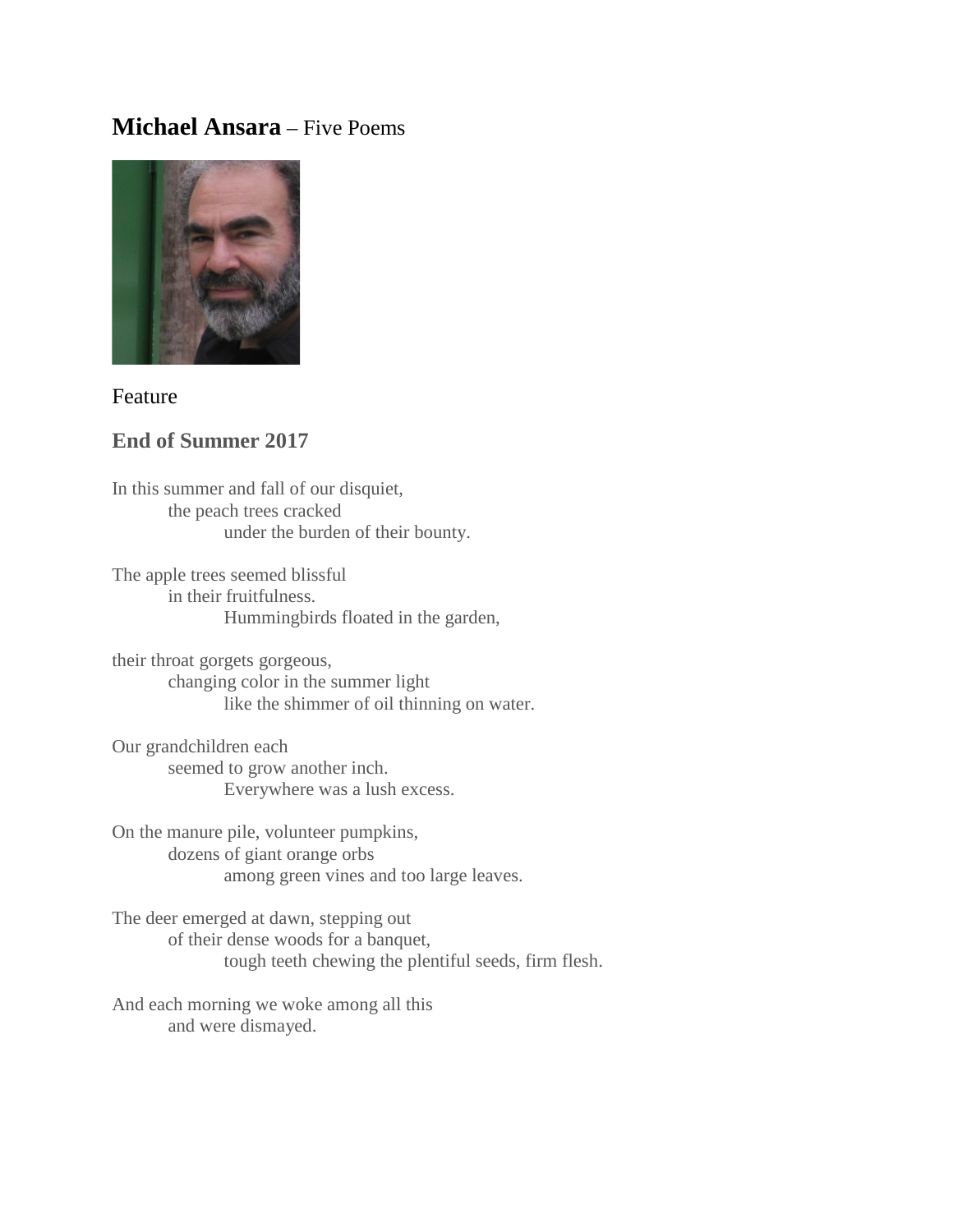# **Michael Ansara** – Five Poems

Feature

## End of Summer 2017

In this summer and fall of our disquiet,
the peach trees cracked
under the burden of their bounty.

The apple trees seemed blissful
in their fruitfulness.
Hummingbirds floated in the garden,

their throat gorgets gorgeous,
changing color in the summer light
like the shimmer of oil thinning on water.

Our grandchildren each
seemed to grow another inch.
Everywhere was a lush excess.

On the manure pile, volunteer pumpkins,
dozens of giant orange orbs
among green vines and too large leaves.

The deer emerged at dawn, stepping out
of their dense woods for a banquet,
tough teeth chewing the plentiful seeds, firm flesh.

And each morning we woke among all this
and were dismayed.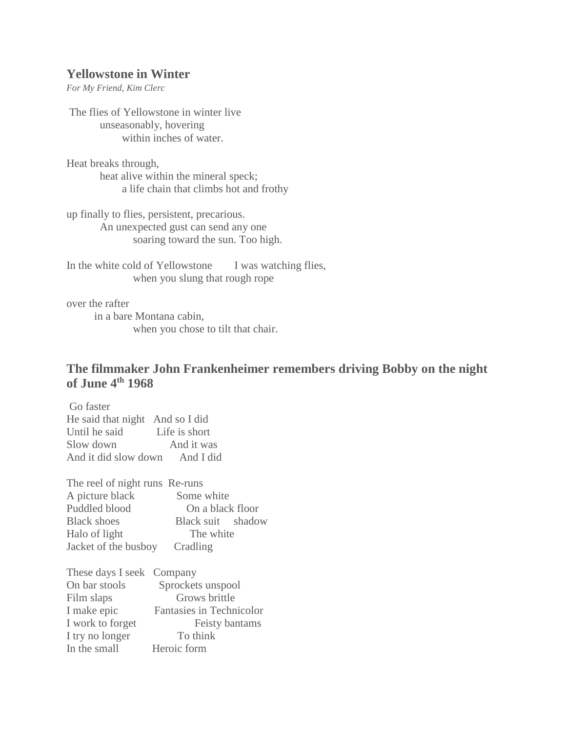## Yellowstone in Winter

*For My Friend, Kim Clerc*

The flies of Yellowstone in winter live
unseasonably, hovering
within inches of water.

Heat breaks through,
heat alive within the mineral speck;
a life chain that climbs hot and frothy

up finally to flies, persistent, precarious.
An unexpected gust can send any one
soaring toward the sun. Too high.

In the white cold of Yellowstone    I was watching flies,
when you slung that rough rope

over the rafter
in a bare Montana cabin,
when you chose to tilt that chair.

## The filmmaker John Frankenheimer remembers driving Bobby on the night of June 4th 1968

Go faster
He said that night   And so I did
Until he said   Life is short
Slow down   And it was
And it did slow down   And I did

The reel of night runs  Re-runs
A picture black   Some white
Puddled blood   On a black floor
Black shoes   Black suit   shadow
Halo of light   The white
Jacket of the busboy   Cradling

These days I seek   Company
On bar stools   Sprockets unspool
Film slaps   Grows brittle
I make epic   Fantasies in Technicolor
I work to forget   Feisty bantams
I try no longer   To think
In the small   Heroic form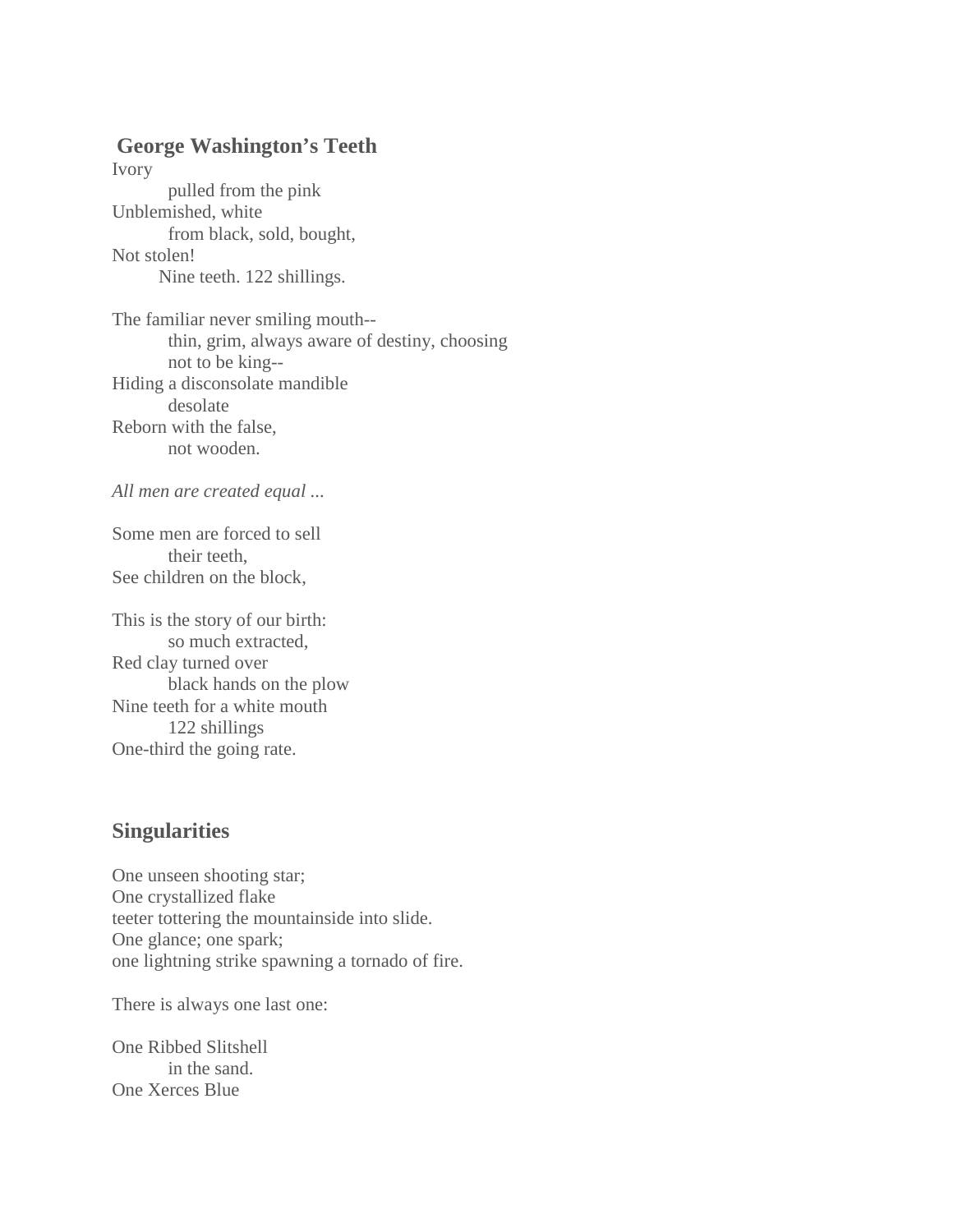## George Washington's Teeth

Ivory
&emsp;&emsp;pulled from the pink
Unblemished, white
&emsp;&emsp;from black, sold, bought,
Not stolen!
&emsp;&emsp;Nine teeth. 122 shillings.

The familiar never smiling mouth--
&emsp;&emsp;thin, grim, always aware of destiny, choosing
&emsp;&emsp;not to be king--
Hiding a disconsolate mandible
&emsp;&emsp;desolate
Reborn with the false,
&emsp;&emsp;not wooden.

*All men are created equal ...*

Some men are forced to sell
&emsp;&emsp;their teeth,
See children on the block,

This is the story of our birth:
&emsp;&emsp;so much extracted,
Red clay turned over
&emsp;&emsp;black hands on the plow
Nine teeth for a white mouth
&emsp;&emsp;122 shillings
One-third the going rate.

## Singularities

One unseen shooting star;
One crystallized flake
teeter tottering the mountainside into slide.
One glance; one spark;
one lightning strike spawning a tornado of fire.

There is always one last one:

One Ribbed Slitshell
&emsp;&emsp;in the sand.
One Xerces Blue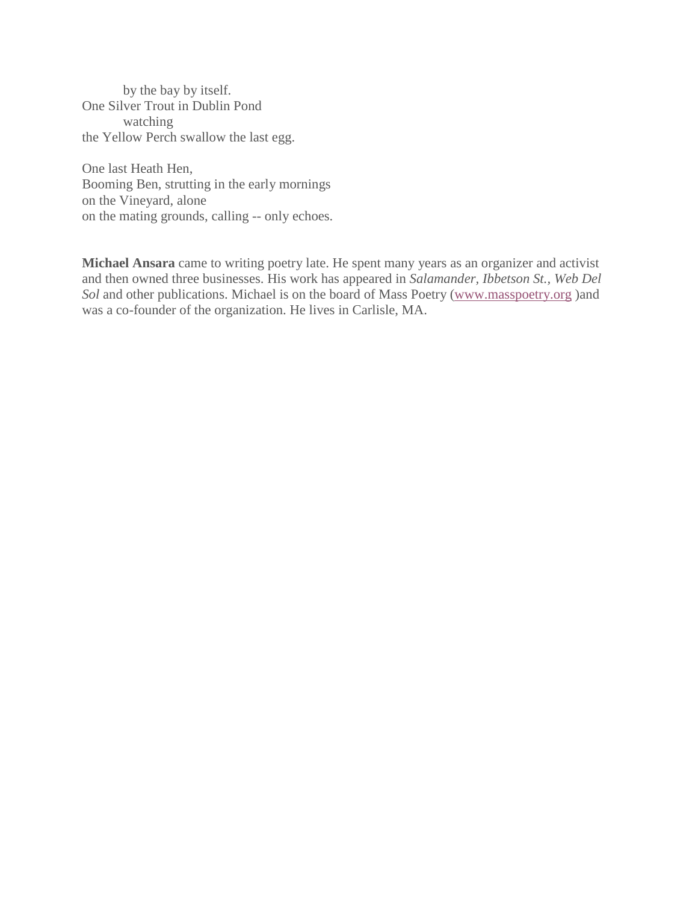by the bay by itself.
One Silver Trout in Dublin Pond
watching
the Yellow Perch swallow the last egg.

One last Heath Hen,
Booming Ben, strutting in the early mornings
on the Vineyard, alone
on the mating grounds, calling -- only echoes.

**Michael Ansara** came to writing poetry late. He spent many years as an organizer and activist and then owned three businesses. His work has appeared in *Salamander*, *Ibbetson St.*, *Web Del Sol* and other publications. Michael is on the board of Mass Poetry (www.masspoetry.org )and was a co-founder of the organization. He lives in Carlisle, MA.